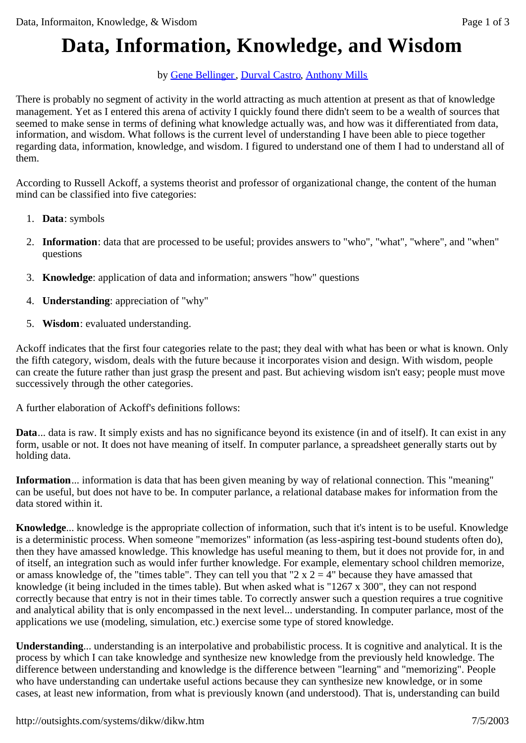# Data, Information, Knowledge, and Wisdom

by Gene Bellinger, Durval Castro, Anthony Mills

There is probably no segment of activity in the world attracting as much attention at present as that of knowledge management. Yet as I entered this arena of activity I quickly found there didn't seem to be a wealth of sources that seemed to make sense in terms of defining what knowledge actually was, and how was it differentiated from data, information, and wisdom. What follows is the current level of understanding I have been able to piece together regarding data, information, knowledge, and wisdom. I figured to understand one of them I had to understand all of them.

According to Russell Ackoff, a systems theorist and professor of organizational change, the content of the human mind can be classified into five categories:

1. **Data**: symbols
2. **Information**: data that are processed to be useful; provides answers to "who", "what", "where", and "when" questions
3. **Knowledge**: application of data and information; answers "how" questions
4. **Understanding**: appreciation of "why"
5. **Wisdom**: evaluated understanding.

Ackoff indicates that the first four categories relate to the past; they deal with what has been or what is known. Only the fifth category, wisdom, deals with the future because it incorporates vision and design. With wisdom, people can create the future rather than just grasp the present and past. But achieving wisdom isn't easy; people must move successively through the other categories.

A further elaboration of Ackoff's definitions follows:

**Data**... data is raw. It simply exists and has no significance beyond its existence (in and of itself). It can exist in any form, usable or not. It does not have meaning of itself. In computer parlance, a spreadsheet generally starts out by holding data.

**Information**... information is data that has been given meaning by way of relational connection. This "meaning" can be useful, but does not have to be. In computer parlance, a relational database makes for information from the data stored within it.

**Knowledge**... knowledge is the appropriate collection of information, such that it's intent is to be useful. Knowledge is a deterministic process. When someone "memorizes" information (as less-aspiring test-bound students often do), then they have amassed knowledge. This knowledge has useful meaning to them, but it does not provide for, in and of itself, an integration such as would infer further knowledge. For example, elementary school children memorize, or amass knowledge of, the "times table". They can tell you that "2 x 2 = 4" because they have amassed that knowledge (it being included in the times table). But when asked what is "1267 x 300", they can not respond correctly because that entry is not in their times table. To correctly answer such a question requires a true cognitive and analytical ability that is only encompassed in the next level... understanding. In computer parlance, most of the applications we use (modeling, simulation, etc.) exercise some type of stored knowledge.

**Understanding**... understanding is an interpolative and probabilistic process. It is cognitive and analytical. It is the process by which I can take knowledge and synthesize new knowledge from the previously held knowledge. The difference between understanding and knowledge is the difference between "learning" and "memorizing". People who have understanding can undertake useful actions because they can synthesize new knowledge, or in some cases, at least new information, from what is previously known (and understood). That is, understanding can build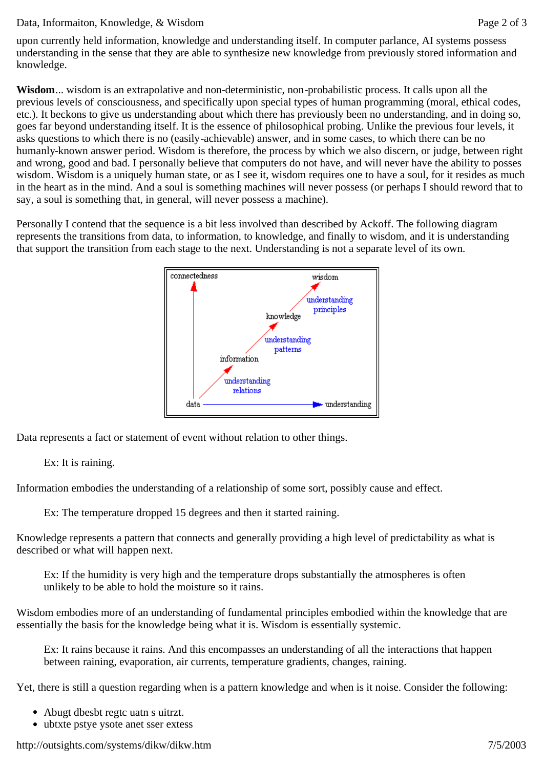upon currently held information, knowledge and understanding itself. In computer parlance, AI systems possess understanding in the sense that they are able to synthesize new knowledge from previously stored information and knowledge.

**Wisdom**... wisdom is an extrapolative and non-deterministic, non-probabilistic process. It calls upon all the previous levels of consciousness, and specifically upon special types of human programming (moral, ethical codes, etc.). It beckons to give us understanding about which there has previously been no understanding, and in doing so, goes far beyond understanding itself. It is the essence of philosophical probing. Unlike the previous four levels, it asks questions to which there is no (easily-achievable) answer, and in some cases, to which there can be no humanly-known answer period. Wisdom is therefore, the process by which we also discern, or judge, between right and wrong, good and bad. I personally believe that computers do not have, and will never have the ability to posses wisdom. Wisdom is a uniquely human state, or as I see it, wisdom requires one to have a soul, for it resides as much in the heart as in the mind. And a soul is something machines will never possess (or perhaps I should reword that to say, a soul is something that, in general, will never possess a machine).

Personally I contend that the sequence is a bit less involved than described by Ackoff. The following diagram represents the transitions from data, to information, to knowledge, and finally to wisdom, and it is understanding that support the transition from each stage to the next. Understanding is not a separate level of its own.

Data represents a fact or statement of event without relation to other things.

> Ex: It is raining.

Information embodies the understanding of a relationship of some sort, possibly cause and effect.

> Ex: The temperature dropped 15 degrees and then it started raining.

Knowledge represents a pattern that connects and generally providing a high level of predictability as what is described or what will happen next.

> Ex: If the humidity is very high and the temperature drops substantially the atmospheres is often unlikely to be able to hold the moisture so it rains.

Wisdom embodies more of an understanding of fundamental principles embodied within the knowledge that are essentially the basis for the knowledge being what it is. Wisdom is essentially systemic.

> Ex: It rains because it rains. And this encompasses an understanding of all the interactions that happen between raining, evaporation, air currents, temperature gradients, changes, raining.

Yet, there is still a question regarding when is a pattern knowledge and when is it noise. Consider the following:

- Abugt dbesbt regtc uatn s uitrzt.
- ubtxte pstye ysote anet sser extess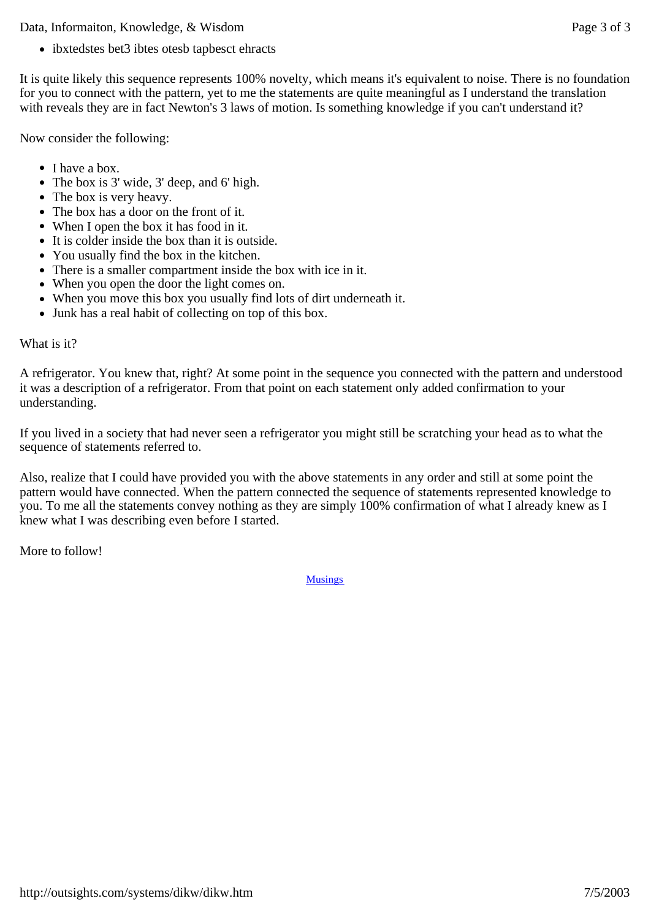- ibxtedstes bet3 ibtes otesb tapbesct ehracts

It is quite likely this sequence represents 100% novelty, which means it's equivalent to noise. There is no foundation for you to connect with the pattern, yet to me the statements are quite meaningful as I understand the translation with reveals they are in fact Newton's 3 laws of motion. Is something knowledge if you can't understand it?

Now consider the following:

- I have a box.
- The box is 3' wide, 3' deep, and 6' high.
- The box is very heavy.
- The box has a door on the front of it.
- When I open the box it has food in it.
- It is colder inside the box than it is outside.
- You usually find the box in the kitchen.
- There is a smaller compartment inside the box with ice in it.
- When you open the door the light comes on.
- When you move this box you usually find lots of dirt underneath it.
- Junk has a real habit of collecting on top of this box.

What is it?

A refrigerator. You knew that, right? At some point in the sequence you connected with the pattern and understood it was a description of a refrigerator. From that point on each statement only added confirmation to your understanding.

If you lived in a society that had never seen a refrigerator you might still be scratching your head as to what the sequence of statements referred to.

Also, realize that I could have provided you with the above statements in any order and still at some point the pattern would have connected. When the pattern connected the sequence of statements represented knowledge to you. To me all the statements convey nothing as they are simply 100% confirmation of what I already knew as I knew what I was describing even before I started.

More to follow!

Musings